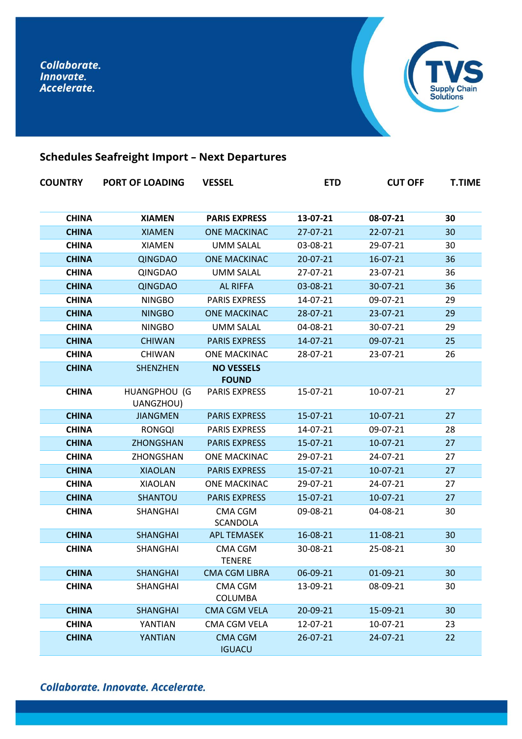Collaborate.
Innovate.
Accelerate.

TVS Supply Chain Solutions

## Schedules Seafreight Import – Next Departures

| COUNTRY | PORT OF LOADING | VESSEL | ETD | CUT OFF | T.TIME |
|---|---|---|---|---|---|
| **CHINA** | **XIAMEN** | **PARIS EXPRESS** | **13-07-21** | **08-07-21** | **30** |
| **CHINA** | XIAMEN | ONE MACKINAC | 27-07-21 | 22-07-21 | 30 |
| **CHINA** | XIAMEN | UMM SALAL | 03-08-21 | 29-07-21 | 30 |
| **CHINA** | QINGDAO | ONE MACKINAC | 20-07-21 | 16-07-21 | 36 |
| **CHINA** | QINGDAO | UMM SALAL | 27-07-21 | 23-07-21 | 36 |
| **CHINA** | QINGDAO | AL RIFFA | 03-08-21 | 30-07-21 | 36 |
| **CHINA** | NINGBO | PARIS EXPRESS | 14-07-21 | 09-07-21 | 29 |
| **CHINA** | NINGBO | ONE MACKINAC | 28-07-21 | 23-07-21 | 29 |
| **CHINA** | NINGBO | UMM SALAL | 04-08-21 | 30-07-21 | 29 |
| **CHINA** | CHIWAN | PARIS EXPRESS | 14-07-21 | 09-07-21 | 25 |
| **CHINA** | CHIWAN | ONE MACKINAC | 28-07-21 | 23-07-21 | 26 |
| **CHINA** | SHENZHEN | **NO VESSELS FOUND** | | | |
| **CHINA** | HUANGPHOU (G UANGZHOU) | PARIS EXPRESS | 15-07-21 | 10-07-21 | 27 |
| **CHINA** | JIANGMEN | PARIS EXPRESS | 15-07-21 | 10-07-21 | 27 |
| **CHINA** | RONGQI | PARIS EXPRESS | 14-07-21 | 09-07-21 | 28 |
| **CHINA** | ZHONGSHAN | PARIS EXPRESS | 15-07-21 | 10-07-21 | 27 |
| **CHINA** | ZHONGSHAN | ONE MACKINAC | 29-07-21 | 24-07-21 | 27 |
| **CHINA** | XIAOLAN | PARIS EXPRESS | 15-07-21 | 10-07-21 | 27 |
| **CHINA** | XIAOLAN | ONE MACKINAC | 29-07-21 | 24-07-21 | 27 |
| **CHINA** | SHANTOU | PARIS EXPRESS | 15-07-21 | 10-07-21 | 27 |
| **CHINA** | SHANGHAI | CMA CGM SCANDOLA | 09-08-21 | 04-08-21 | 30 |
| **CHINA** | SHANGHAI | APL TEMASEK | 16-08-21 | 11-08-21 | 30 |
| **CHINA** | SHANGHAI | CMA CGM TENERE | 30-08-21 | 25-08-21 | 30 |
| **CHINA** | SHANGHAI | CMA CGM LIBRA | 06-09-21 | 01-09-21 | 30 |
| **CHINA** | SHANGHAI | CMA CGM COLUMBA | 13-09-21 | 08-09-21 | 30 |
| **CHINA** | SHANGHAI | CMA CGM VELA | 20-09-21 | 15-09-21 | 30 |
| **CHINA** | YANTIAN | CMA CGM VELA | 12-07-21 | 10-07-21 | 23 |
| **CHINA** | YANTIAN | CMA CGM IGUACU | 26-07-21 | 24-07-21 | 22 |

*Collaborate. Innovate. Accelerate.*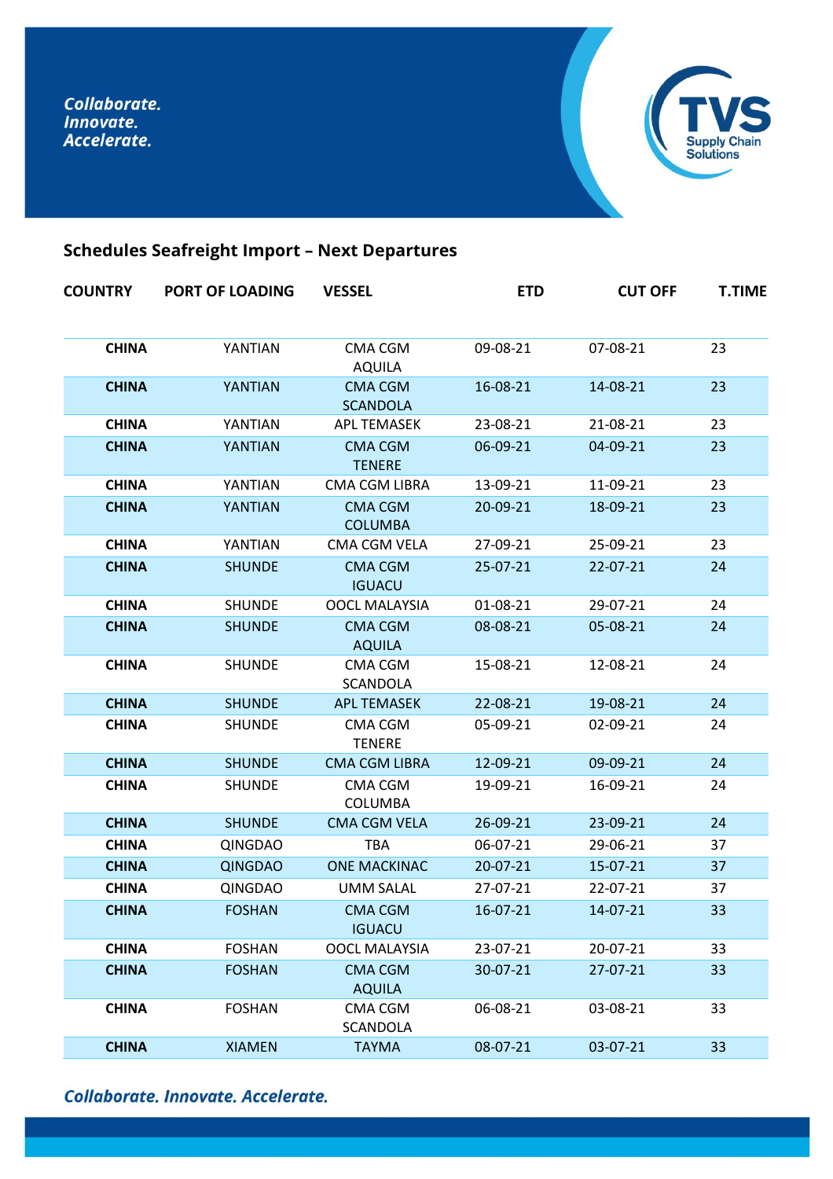Collaborate.
Innovate.
Accelerate.

## Schedules Seafreight Import – Next Departures

| COUNTRY | PORT OF LOADING | VESSEL | ETD | CUT OFF | T.TIME |
|---|---|---|---|---|---|
| **CHINA** | YANTIAN | CMA CGM AQUILA | 09-08-21 | 07-08-21 | 23 |
| **CHINA** | YANTIAN | CMA CGM SCANDOLA | 16-08-21 | 14-08-21 | 23 |
| **CHINA** | YANTIAN | APL TEMASEK | 23-08-21 | 21-08-21 | 23 |
| **CHINA** | YANTIAN | CMA CGM TENERE | 06-09-21 | 04-09-21 | 23 |
| **CHINA** | YANTIAN | CMA CGM LIBRA | 13-09-21 | 11-09-21 | 23 |
| **CHINA** | YANTIAN | CMA CGM COLUMBA | 20-09-21 | 18-09-21 | 23 |
| **CHINA** | YANTIAN | CMA CGM VELA | 27-09-21 | 25-09-21 | 23 |
| **CHINA** | SHUNDE | CMA CGM IGUACU | 25-07-21 | 22-07-21 | 24 |
| **CHINA** | SHUNDE | OOCL MALAYSIA | 01-08-21 | 29-07-21 | 24 |
| **CHINA** | SHUNDE | CMA CGM AQUILA | 08-08-21 | 05-08-21 | 24 |
| **CHINA** | SHUNDE | CMA CGM SCANDOLA | 15-08-21 | 12-08-21 | 24 |
| **CHINA** | SHUNDE | APL TEMASEK | 22-08-21 | 19-08-21 | 24 |
| **CHINA** | SHUNDE | CMA CGM TENERE | 05-09-21 | 02-09-21 | 24 |
| **CHINA** | SHUNDE | CMA CGM LIBRA | 12-09-21 | 09-09-21 | 24 |
| **CHINA** | SHUNDE | CMA CGM COLUMBA | 19-09-21 | 16-09-21 | 24 |
| **CHINA** | SHUNDE | CMA CGM VELA | 26-09-21 | 23-09-21 | 24 |
| **CHINA** | QINGDAO | TBA | 06-07-21 | 29-06-21 | 37 |
| **CHINA** | QINGDAO | ONE MACKINAC | 20-07-21 | 15-07-21 | 37 |
| **CHINA** | QINGDAO | UMM SALAL | 27-07-21 | 22-07-21 | 37 |
| **CHINA** | FOSHAN | CMA CGM IGUACU | 16-07-21 | 14-07-21 | 33 |
| **CHINA** | FOSHAN | OOCL MALAYSIA | 23-07-21 | 20-07-21 | 33 |
| **CHINA** | FOSHAN | CMA CGM AQUILA | 30-07-21 | 27-07-21 | 33 |
| **CHINA** | FOSHAN | CMA CGM SCANDOLA | 06-08-21 | 03-08-21 | 33 |
| **CHINA** | XIAMEN | TAYMA | 08-07-21 | 03-07-21 | 33 |

*Collaborate. Innovate. Accelerate.*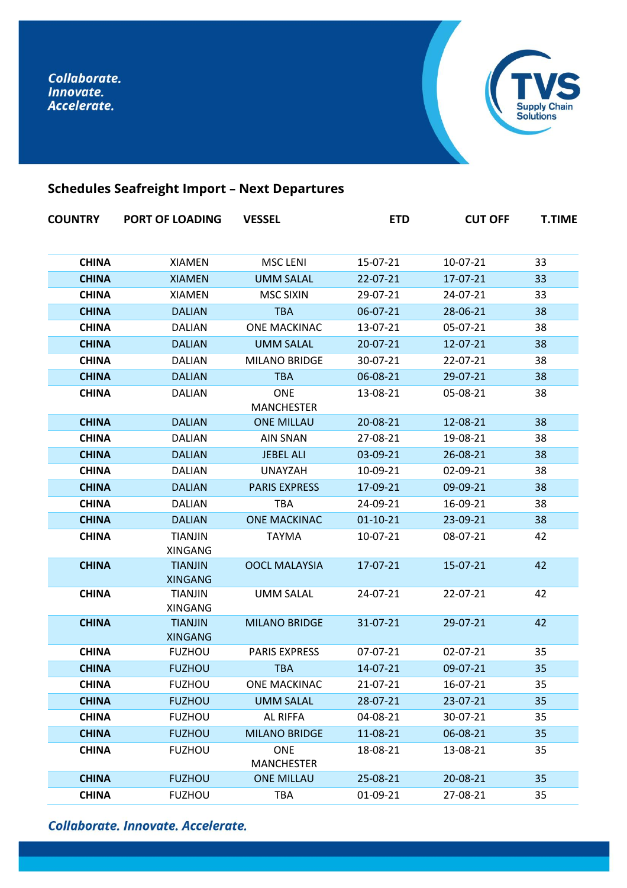Collaborate.
Innovate.
Accelerate.

## Schedules Seafreight Import – Next Departures

| COUNTRY | PORT OF LOADING | VESSEL | ETD | CUT OFF | T.TIME |
|---|---|---|---|---|---|
| **CHINA** | XIAMEN | MSC LENI | 15-07-21 | 10-07-21 | 33 |
| **CHINA** | XIAMEN | UMM SALAL | 22-07-21 | 17-07-21 | 33 |
| **CHINA** | XIAMEN | MSC SIXIN | 29-07-21 | 24-07-21 | 33 |
| **CHINA** | DALIAN | TBA | 06-07-21 | 28-06-21 | 38 |
| **CHINA** | DALIAN | ONE MACKINAC | 13-07-21 | 05-07-21 | 38 |
| **CHINA** | DALIAN | UMM SALAL | 20-07-21 | 12-07-21 | 38 |
| **CHINA** | DALIAN | MILANO BRIDGE | 30-07-21 | 22-07-21 | 38 |
| **CHINA** | DALIAN | TBA | 06-08-21 | 29-07-21 | 38 |
| **CHINA** | DALIAN | ONE MANCHESTER | 13-08-21 | 05-08-21 | 38 |
| **CHINA** | DALIAN | ONE MILLAU | 20-08-21 | 12-08-21 | 38 |
| **CHINA** | DALIAN | AIN SNAN | 27-08-21 | 19-08-21 | 38 |
| **CHINA** | DALIAN | JEBEL ALI | 03-09-21 | 26-08-21 | 38 |
| **CHINA** | DALIAN | UNAYZAH | 10-09-21 | 02-09-21 | 38 |
| **CHINA** | DALIAN | PARIS EXPRESS | 17-09-21 | 09-09-21 | 38 |
| **CHINA** | DALIAN | TBA | 24-09-21 | 16-09-21 | 38 |
| **CHINA** | DALIAN | ONE MACKINAC | 01-10-21 | 23-09-21 | 38 |
| **CHINA** | TIANJIN XINGANG | TAYMA | 10-07-21 | 08-07-21 | 42 |
| **CHINA** | TIANJIN XINGANG | OOCL MALAYSIA | 17-07-21 | 15-07-21 | 42 |
| **CHINA** | TIANJIN XINGANG | UMM SALAL | 24-07-21 | 22-07-21 | 42 |
| **CHINA** | TIANJIN XINGANG | MILANO BRIDGE | 31-07-21 | 29-07-21 | 42 |
| **CHINA** | FUZHOU | PARIS EXPRESS | 07-07-21 | 02-07-21 | 35 |
| **CHINA** | FUZHOU | TBA | 14-07-21 | 09-07-21 | 35 |
| **CHINA** | FUZHOU | ONE MACKINAC | 21-07-21 | 16-07-21 | 35 |
| **CHINA** | FUZHOU | UMM SALAL | 28-07-21 | 23-07-21 | 35 |
| **CHINA** | FUZHOU | AL RIFFA | 04-08-21 | 30-07-21 | 35 |
| **CHINA** | FUZHOU | MILANO BRIDGE | 11-08-21 | 06-08-21 | 35 |
| **CHINA** | FUZHOU | ONE MANCHESTER | 18-08-21 | 13-08-21 | 35 |
| **CHINA** | FUZHOU | ONE MILLAU | 25-08-21 | 20-08-21 | 35 |
| **CHINA** | FUZHOU | TBA | 01-09-21 | 27-08-21 | 35 |

*Collaborate. Innovate. Accelerate.*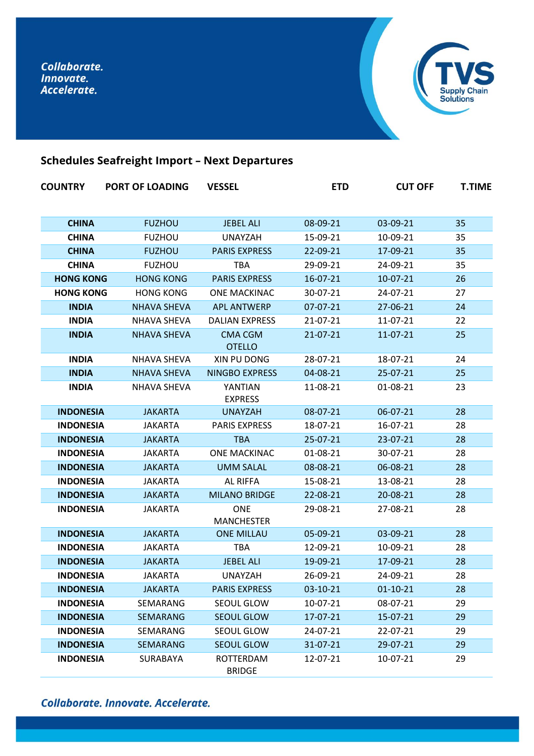Collaborate.
Innovate.
Accelerate.

## Schedules Seafreight Import – Next Departures

| COUNTRY | PORT OF LOADING | VESSEL | ETD | CUT OFF | T.TIME |
|---|---|---|---|---|---|
| **CHINA** | FUZHOU | JEBEL ALI | 08-09-21 | 03-09-21 | 35 |
| **CHINA** | FUZHOU | UNAYZAH | 15-09-21 | 10-09-21 | 35 |
| **CHINA** | FUZHOU | PARIS EXPRESS | 22-09-21 | 17-09-21 | 35 |
| **CHINA** | FUZHOU | TBA | 29-09-21 | 24-09-21 | 35 |
| **HONG KONG** | HONG KONG | PARIS EXPRESS | 16-07-21 | 10-07-21 | 26 |
| **HONG KONG** | HONG KONG | ONE MACKINAC | 30-07-21 | 24-07-21 | 27 |
| **INDIA** | NHAVA SHEVA | APL ANTWERP | 07-07-21 | 27-06-21 | 24 |
| **INDIA** | NHAVA SHEVA | DALIAN EXPRESS | 21-07-21 | 11-07-21 | 22 |
| **INDIA** | NHAVA SHEVA | CMA CGM OTELLO | 21-07-21 | 11-07-21 | 25 |
| **INDIA** | NHAVA SHEVA | XIN PU DONG | 28-07-21 | 18-07-21 | 24 |
| **INDIA** | NHAVA SHEVA | NINGBO EXPRESS | 04-08-21 | 25-07-21 | 25 |
| **INDIA** | NHAVA SHEVA | YANTIAN EXPRESS | 11-08-21 | 01-08-21 | 23 |
| **INDONESIA** | JAKARTA | UNAYZAH | 08-07-21 | 06-07-21 | 28 |
| **INDONESIA** | JAKARTA | PARIS EXPRESS | 18-07-21 | 16-07-21 | 28 |
| **INDONESIA** | JAKARTA | TBA | 25-07-21 | 23-07-21 | 28 |
| **INDONESIA** | JAKARTA | ONE MACKINAC | 01-08-21 | 30-07-21 | 28 |
| **INDONESIA** | JAKARTA | UMM SALAL | 08-08-21 | 06-08-21 | 28 |
| **INDONESIA** | JAKARTA | AL RIFFA | 15-08-21 | 13-08-21 | 28 |
| **INDONESIA** | JAKARTA | MILANO BRIDGE | 22-08-21 | 20-08-21 | 28 |
| **INDONESIA** | JAKARTA | ONE MANCHESTER | 29-08-21 | 27-08-21 | 28 |
| **INDONESIA** | JAKARTA | ONE MILLAU | 05-09-21 | 03-09-21 | 28 |
| **INDONESIA** | JAKARTA | TBA | 12-09-21 | 10-09-21 | 28 |
| **INDONESIA** | JAKARTA | JEBEL ALI | 19-09-21 | 17-09-21 | 28 |
| **INDONESIA** | JAKARTA | UNAYZAH | 26-09-21 | 24-09-21 | 28 |
| **INDONESIA** | JAKARTA | PARIS EXPRESS | 03-10-21 | 01-10-21 | 28 |
| **INDONESIA** | SEMARANG | SEOUL GLOW | 10-07-21 | 08-07-21 | 29 |
| **INDONESIA** | SEMARANG | SEOUL GLOW | 17-07-21 | 15-07-21 | 29 |
| **INDONESIA** | SEMARANG | SEOUL GLOW | 24-07-21 | 22-07-21 | 29 |
| **INDONESIA** | SEMARANG | SEOUL GLOW | 31-07-21 | 29-07-21 | 29 |
| **INDONESIA** | SURABAYA | ROTTERDAM BRIDGE | 12-07-21 | 10-07-21 | 29 |

*Collaborate. Innovate. Accelerate.*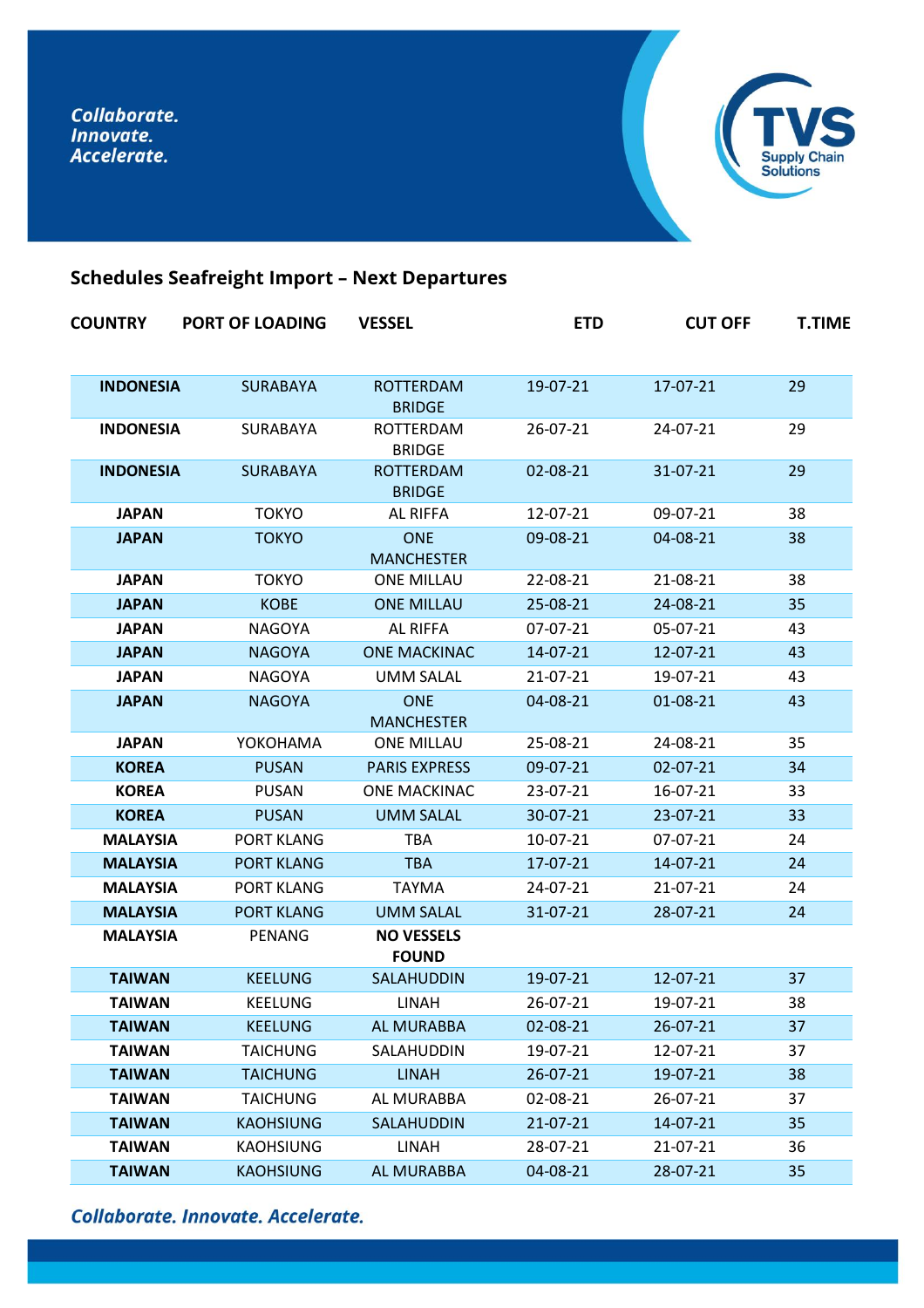*Collaborate.*
*Innovate.*
*Accelerate.*

TVS Supply Chain Solutions

## Schedules Seafreight Import – Next Departures

| COUNTRY | PORT OF LOADING | VESSEL | ETD | CUT OFF | T.TIME |
|---|---|---|---|---|---|
| **INDONESIA** | SURABAYA | ROTTERDAM BRIDGE | 19-07-21 | 17-07-21 | 29 |
| **INDONESIA** | SURABAYA | ROTTERDAM BRIDGE | 26-07-21 | 24-07-21 | 29 |
| **INDONESIA** | SURABAYA | ROTTERDAM BRIDGE | 02-08-21 | 31-07-21 | 29 |
| **JAPAN** | TOKYO | AL RIFFA | 12-07-21 | 09-07-21 | 38 |
| **JAPAN** | TOKYO | ONE MANCHESTER | 09-08-21 | 04-08-21 | 38 |
| **JAPAN** | TOKYO | ONE MILLAU | 22-08-21 | 21-08-21 | 38 |
| **JAPAN** | KOBE | ONE MILLAU | 25-08-21 | 24-08-21 | 35 |
| **JAPAN** | NAGOYA | AL RIFFA | 07-07-21 | 05-07-21 | 43 |
| **JAPAN** | NAGOYA | ONE MACKINAC | 14-07-21 | 12-07-21 | 43 |
| **JAPAN** | NAGOYA | UMM SALAL | 21-07-21 | 19-07-21 | 43 |
| **JAPAN** | NAGOYA | ONE MANCHESTER | 04-08-21 | 01-08-21 | 43 |
| **JAPAN** | YOKOHAMA | ONE MILLAU | 25-08-21 | 24-08-21 | 35 |
| **KOREA** | PUSAN | PARIS EXPRESS | 09-07-21 | 02-07-21 | 34 |
| **KOREA** | PUSAN | ONE MACKINAC | 23-07-21 | 16-07-21 | 33 |
| **KOREA** | PUSAN | UMM SALAL | 30-07-21 | 23-07-21 | 33 |
| **MALAYSIA** | PORT KLANG | TBA | 10-07-21 | 07-07-21 | 24 |
| **MALAYSIA** | PORT KLANG | TBA | 17-07-21 | 14-07-21 | 24 |
| **MALAYSIA** | PORT KLANG | TAYMA | 24-07-21 | 21-07-21 | 24 |
| **MALAYSIA** | PORT KLANG | UMM SALAL | 31-07-21 | 28-07-21 | 24 |
| **MALAYSIA** | PENANG | **NO VESSELS FOUND** | | | |
| **TAIWAN** | KEELUNG | SALAHUDDIN | 19-07-21 | 12-07-21 | 37 |
| **TAIWAN** | KEELUNG | LINAH | 26-07-21 | 19-07-21 | 38 |
| **TAIWAN** | KEELUNG | AL MURABBA | 02-08-21 | 26-07-21 | 37 |
| **TAIWAN** | TAICHUNG | SALAHUDDIN | 19-07-21 | 12-07-21 | 37 |
| **TAIWAN** | TAICHUNG | LINAH | 26-07-21 | 19-07-21 | 38 |
| **TAIWAN** | TAICHUNG | AL MURABBA | 02-08-21 | 26-07-21 | 37 |
| **TAIWAN** | KAOHSIUNG | SALAHUDDIN | 21-07-21 | 14-07-21 | 35 |
| **TAIWAN** | KAOHSIUNG | LINAH | 28-07-21 | 21-07-21 | 36 |
| **TAIWAN** | KAOHSIUNG | AL MURABBA | 04-08-21 | 28-07-21 | 35 |

*Collaborate. Innovate. Accelerate.*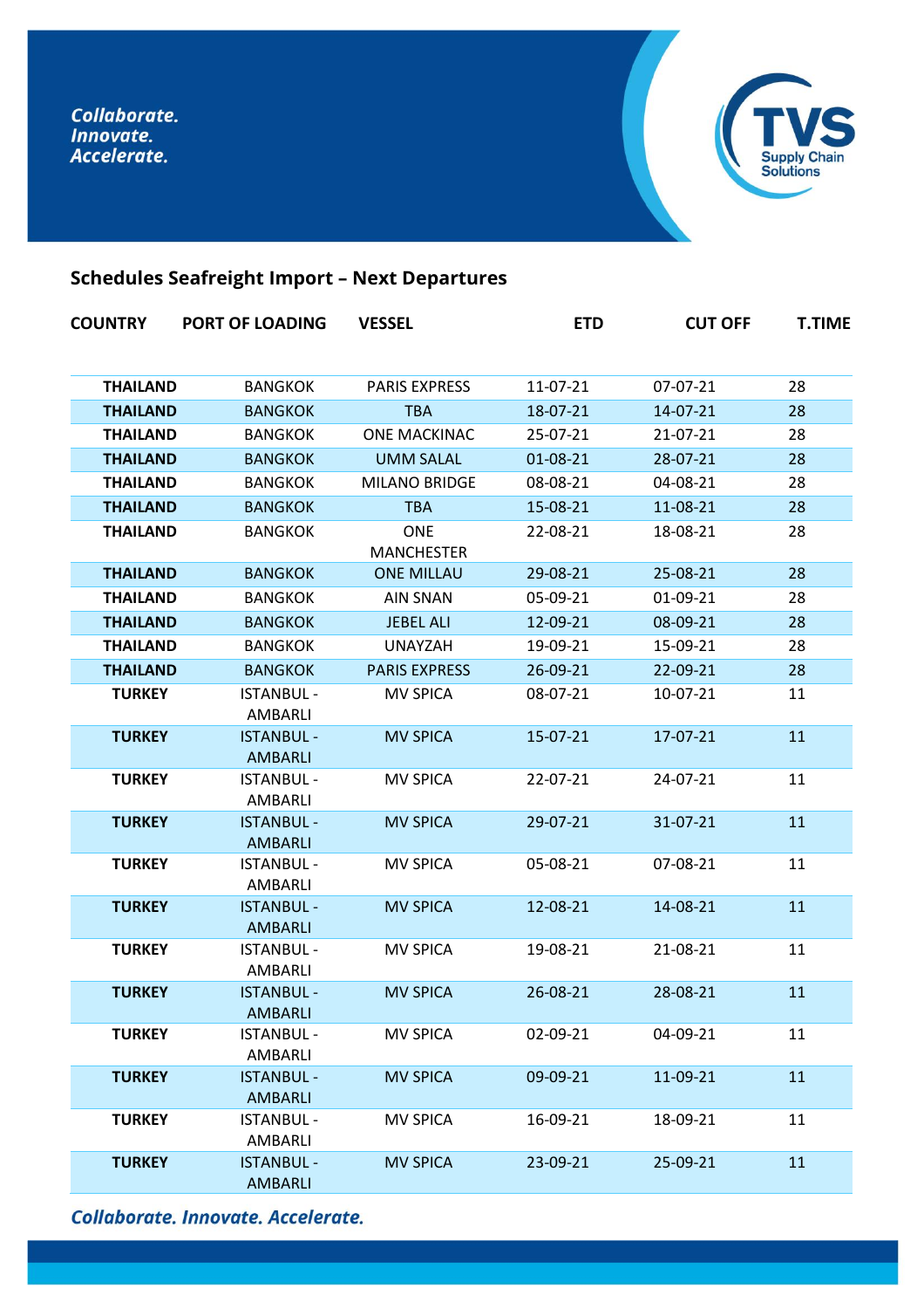Collaborate.
Innovate.
Accelerate.

## Schedules Seafreight Import – Next Departures

| COUNTRY | PORT OF LOADING | VESSEL | ETD | CUT OFF | T.TIME |
|---|---|---|---|---|---|
| **THAILAND** | BANGKOK | PARIS EXPRESS | 11-07-21 | 07-07-21 | 28 |
| **THAILAND** | BANGKOK | TBA | 18-07-21 | 14-07-21 | 28 |
| **THAILAND** | BANGKOK | ONE MACKINAC | 25-07-21 | 21-07-21 | 28 |
| **THAILAND** | BANGKOK | UMM SALAL | 01-08-21 | 28-07-21 | 28 |
| **THAILAND** | BANGKOK | MILANO BRIDGE | 08-08-21 | 04-08-21 | 28 |
| **THAILAND** | BANGKOK | TBA | 15-08-21 | 11-08-21 | 28 |
| **THAILAND** | BANGKOK | ONE MANCHESTER | 22-08-21 | 18-08-21 | 28 |
| **THAILAND** | BANGKOK | ONE MILLAU | 29-08-21 | 25-08-21 | 28 |
| **THAILAND** | BANGKOK | AIN SNAN | 05-09-21 | 01-09-21 | 28 |
| **THAILAND** | BANGKOK | JEBEL ALI | 12-09-21 | 08-09-21 | 28 |
| **THAILAND** | BANGKOK | UNAYZAH | 19-09-21 | 15-09-21 | 28 |
| **THAILAND** | BANGKOK | PARIS EXPRESS | 26-09-21 | 22-09-21 | 28 |
| **TURKEY** | ISTANBUL - AMBARLI | MV SPICA | 08-07-21 | 10-07-21 | 11 |
| **TURKEY** | ISTANBUL - AMBARLI | MV SPICA | 15-07-21 | 17-07-21 | 11 |
| **TURKEY** | ISTANBUL - AMBARLI | MV SPICA | 22-07-21 | 24-07-21 | 11 |
| **TURKEY** | ISTANBUL - AMBARLI | MV SPICA | 29-07-21 | 31-07-21 | 11 |
| **TURKEY** | ISTANBUL - AMBARLI | MV SPICA | 05-08-21 | 07-08-21 | 11 |
| **TURKEY** | ISTANBUL - AMBARLI | MV SPICA | 12-08-21 | 14-08-21 | 11 |
| **TURKEY** | ISTANBUL - AMBARLI | MV SPICA | 19-08-21 | 21-08-21 | 11 |
| **TURKEY** | ISTANBUL - AMBARLI | MV SPICA | 26-08-21 | 28-08-21 | 11 |
| **TURKEY** | ISTANBUL - AMBARLI | MV SPICA | 02-09-21 | 04-09-21 | 11 |
| **TURKEY** | ISTANBUL - AMBARLI | MV SPICA | 09-09-21 | 11-09-21 | 11 |
| **TURKEY** | ISTANBUL - AMBARLI | MV SPICA | 16-09-21 | 18-09-21 | 11 |
| **TURKEY** | ISTANBUL - AMBARLI | MV SPICA | 23-09-21 | 25-09-21 | 11 |

*Collaborate. Innovate. Accelerate.*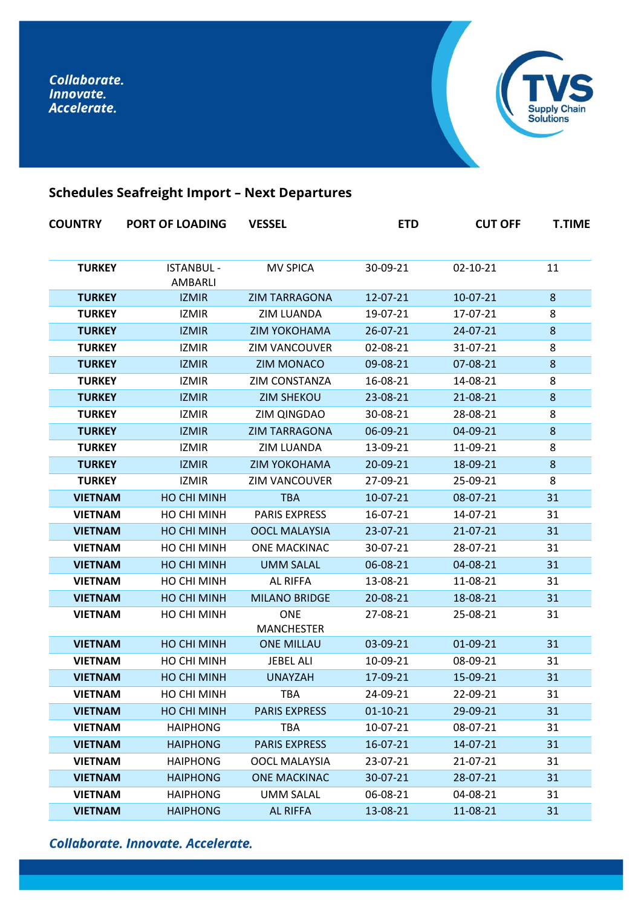*Collaborate.*
*Innovate.*
*Accelerate.*

TVS Supply Chain Solutions

## Schedules Seafreight Import – Next Departures

| COUNTRY | PORT OF LOADING | VESSEL | ETD | CUT OFF | T.TIME |
|---|---|---|---|---|---|
| **TURKEY** | ISTANBUL - AMBARLI | MV SPICA | 30-09-21 | 02-10-21 | 11 |
| **TURKEY** | IZMIR | ZIM TARRAGONA | 12-07-21 | 10-07-21 | 8 |
| **TURKEY** | IZMIR | ZIM LUANDA | 19-07-21 | 17-07-21 | 8 |
| **TURKEY** | IZMIR | ZIM YOKOHAMA | 26-07-21 | 24-07-21 | 8 |
| **TURKEY** | IZMIR | ZIM VANCOUVER | 02-08-21 | 31-07-21 | 8 |
| **TURKEY** | IZMIR | ZIM MONACO | 09-08-21 | 07-08-21 | 8 |
| **TURKEY** | IZMIR | ZIM CONSTANZA | 16-08-21 | 14-08-21 | 8 |
| **TURKEY** | IZMIR | ZIM SHEKOU | 23-08-21 | 21-08-21 | 8 |
| **TURKEY** | IZMIR | ZIM QINGDAO | 30-08-21 | 28-08-21 | 8 |
| **TURKEY** | IZMIR | ZIM TARRAGONA | 06-09-21 | 04-09-21 | 8 |
| **TURKEY** | IZMIR | ZIM LUANDA | 13-09-21 | 11-09-21 | 8 |
| **TURKEY** | IZMIR | ZIM YOKOHAMA | 20-09-21 | 18-09-21 | 8 |
| **TURKEY** | IZMIR | ZIM VANCOUVER | 27-09-21 | 25-09-21 | 8 |
| **VIETNAM** | HO CHI MINH | TBA | 10-07-21 | 08-07-21 | 31 |
| **VIETNAM** | HO CHI MINH | PARIS EXPRESS | 16-07-21 | 14-07-21 | 31 |
| **VIETNAM** | HO CHI MINH | OOCL MALAYSIA | 23-07-21 | 21-07-21 | 31 |
| **VIETNAM** | HO CHI MINH | ONE MACKINAC | 30-07-21 | 28-07-21 | 31 |
| **VIETNAM** | HO CHI MINH | UMM SALAL | 06-08-21 | 04-08-21 | 31 |
| **VIETNAM** | HO CHI MINH | AL RIFFA | 13-08-21 | 11-08-21 | 31 |
| **VIETNAM** | HO CHI MINH | MILANO BRIDGE | 20-08-21 | 18-08-21 | 31 |
| **VIETNAM** | HO CHI MINH | ONE MANCHESTER | 27-08-21 | 25-08-21 | 31 |
| **VIETNAM** | HO CHI MINH | ONE MILLAU | 03-09-21 | 01-09-21 | 31 |
| **VIETNAM** | HO CHI MINH | JEBEL ALI | 10-09-21 | 08-09-21 | 31 |
| **VIETNAM** | HO CHI MINH | UNAYZAH | 17-09-21 | 15-09-21 | 31 |
| **VIETNAM** | HO CHI MINH | TBA | 24-09-21 | 22-09-21 | 31 |
| **VIETNAM** | HO CHI MINH | PARIS EXPRESS | 01-10-21 | 29-09-21 | 31 |
| **VIETNAM** | HAIPHONG | TBA | 10-07-21 | 08-07-21 | 31 |
| **VIETNAM** | HAIPHONG | PARIS EXPRESS | 16-07-21 | 14-07-21 | 31 |
| **VIETNAM** | HAIPHONG | OOCL MALAYSIA | 23-07-21 | 21-07-21 | 31 |
| **VIETNAM** | HAIPHONG | ONE MACKINAC | 30-07-21 | 28-07-21 | 31 |
| **VIETNAM** | HAIPHONG | UMM SALAL | 06-08-21 | 04-08-21 | 31 |
| **VIETNAM** | HAIPHONG | AL RIFFA | 13-08-21 | 11-08-21 | 31 |

*Collaborate. Innovate. Accelerate.*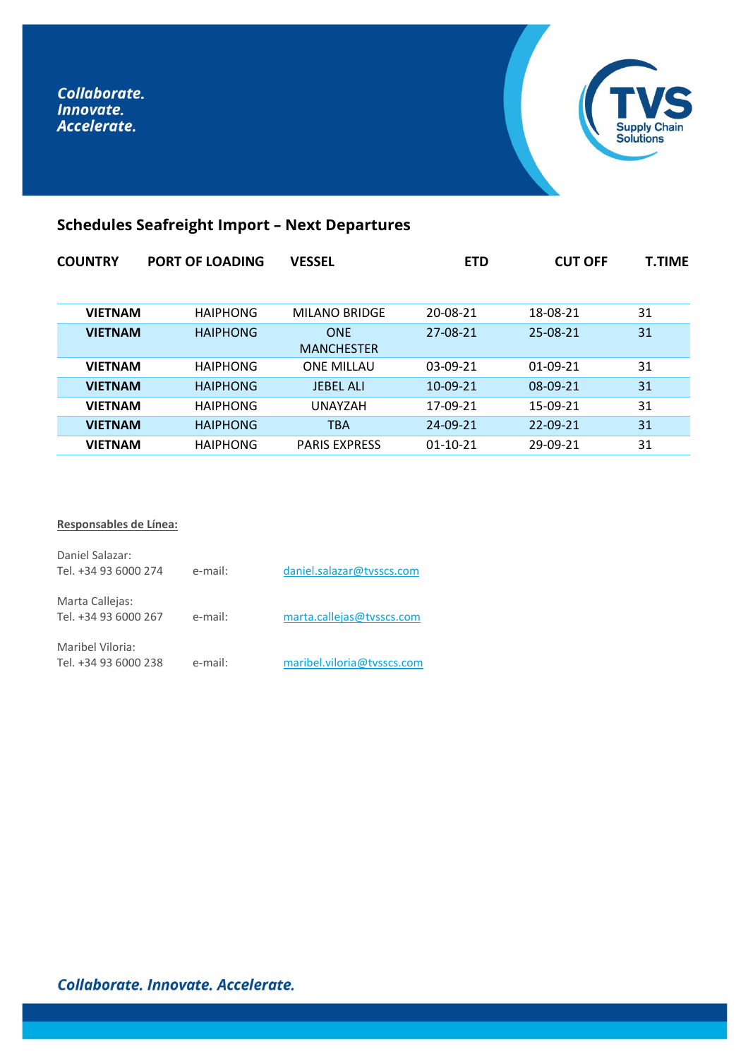*Collaborate.*
*Innovate.*
*Accelerate.*

TVS Supply Chain Solutions

## Schedules Seafreight Import – Next Departures

| COUNTRY | PORT OF LOADING | VESSEL | ETD | CUT OFF | T.TIME |
|---|---|---|---|---|---|
| **VIETNAM** | HAIPHONG | MILANO BRIDGE | 20-08-21 | 18-08-21 | 31 |
| **VIETNAM** | HAIPHONG | ONE MANCHESTER | 27-08-21 | 25-08-21 | 31 |
| **VIETNAM** | HAIPHONG | ONE MILLAU | 03-09-21 | 01-09-21 | 31 |
| **VIETNAM** | HAIPHONG | JEBEL ALI | 10-09-21 | 08-09-21 | 31 |
| **VIETNAM** | HAIPHONG | UNAYZAH | 17-09-21 | 15-09-21 | 31 |
| **VIETNAM** | HAIPHONG | TBA | 24-09-21 | 22-09-21 | 31 |
| **VIETNAM** | HAIPHONG | PARIS EXPRESS | 01-10-21 | 29-09-21 | 31 |

**Responsables de Línea:**

Daniel Salazar:
Tel. +34 93 6000 274 e-mail: daniel.salazar@tvsscs.com

Marta Callejas:
Tel. +34 93 6000 267 e-mail: marta.callejas@tvsscs.com

Maribel Viloria:
Tel. +34 93 6000 238 e-mail: maribel.viloria@tvsscs.com

*Collaborate. Innovate. Accelerate.*